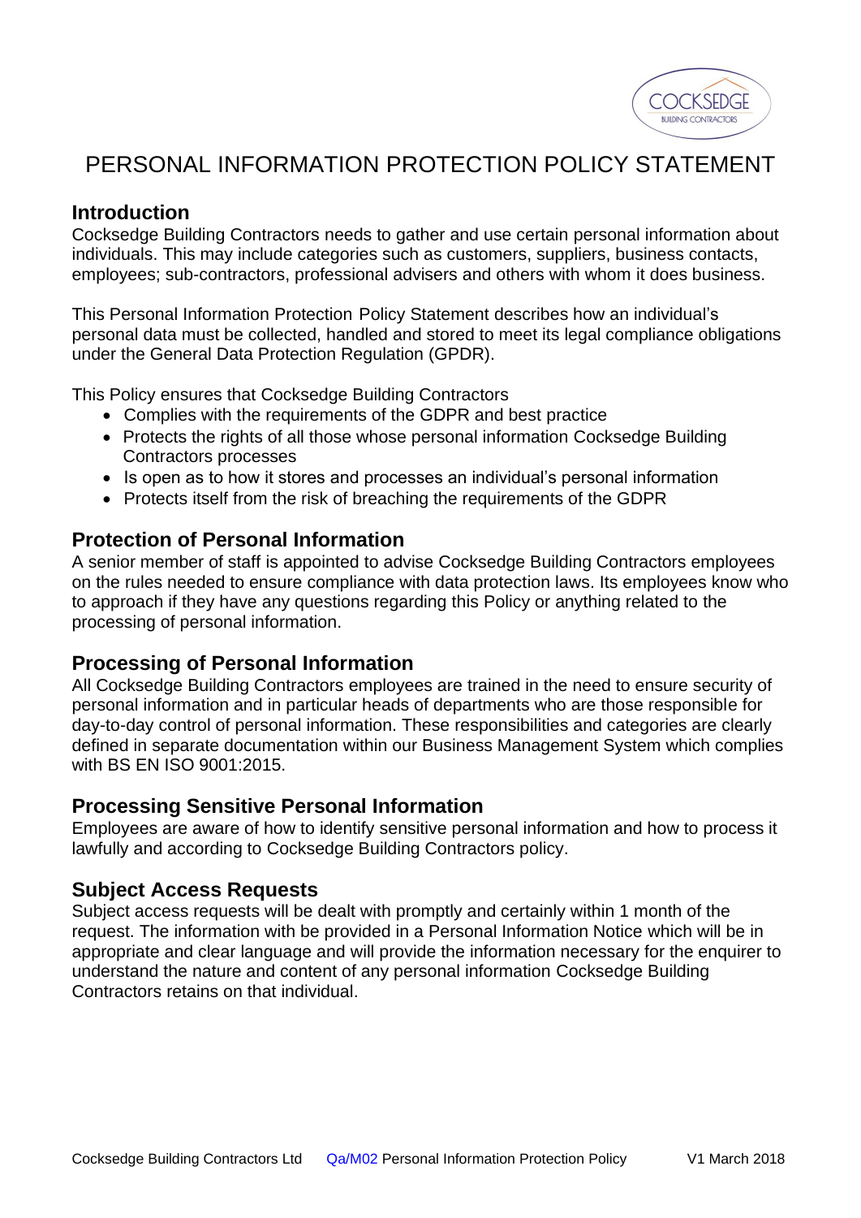# PERSONAL INFORMATION PROTECTION POLICY STATEMENT

## Introduction

Cocksedge Building Contractors needs to gather and use certain personal information about individuals. This may include categories such as customers, suppliers, business contacts, employees; sub-contractors, professional advisers and others with whom it does business.

This Personal Information Protection Policy Statement describes how an individual's personal data must be collected, handled and stored to meet its legal compliance obligations under the General Data Protection Regulation (GPDR).

This Policy ensures that Cocksedge Building Contractors

- Complies with the requirements of the GDPR and best practice
- Protects the rights of all those whose personal information Cocksedge Building Contractors processes
- Is open as to how it stores and processes an individual's personal information
- Protects itself from the risk of breaching the requirements of the GDPR

## Protection of Personal Information

A senior member of staff is appointed to advise Cocksedge Building Contractors employees on the rules needed to ensure compliance with data protection laws. Its employees know who to approach if they have any questions regarding this Policy or anything related to the processing of personal information.

## Processing of Personal Information

All Cocksedge Building Contractors employees are trained in the need to ensure security of personal information and in particular heads of departments who are those responsible for day-to-day control of personal information. These responsibilities and categories are clearly defined in separate documentation within our Business Management System which complies with BS EN ISO 9001:2015.

## Processing Sensitive Personal Information

Employees are aware of how to identify sensitive personal information and how to process it lawfully and according to Cocksedge Building Contractors policy.

## Subject Access Requests

Subject access requests will be dealt with promptly and certainly within 1 month of the request. The information with be provided in a Personal Information Notice which will be in appropriate and clear language and will provide the information necessary for the enquirer to understand the nature and content of any personal information Cocksedge Building Contractors retains on that individual.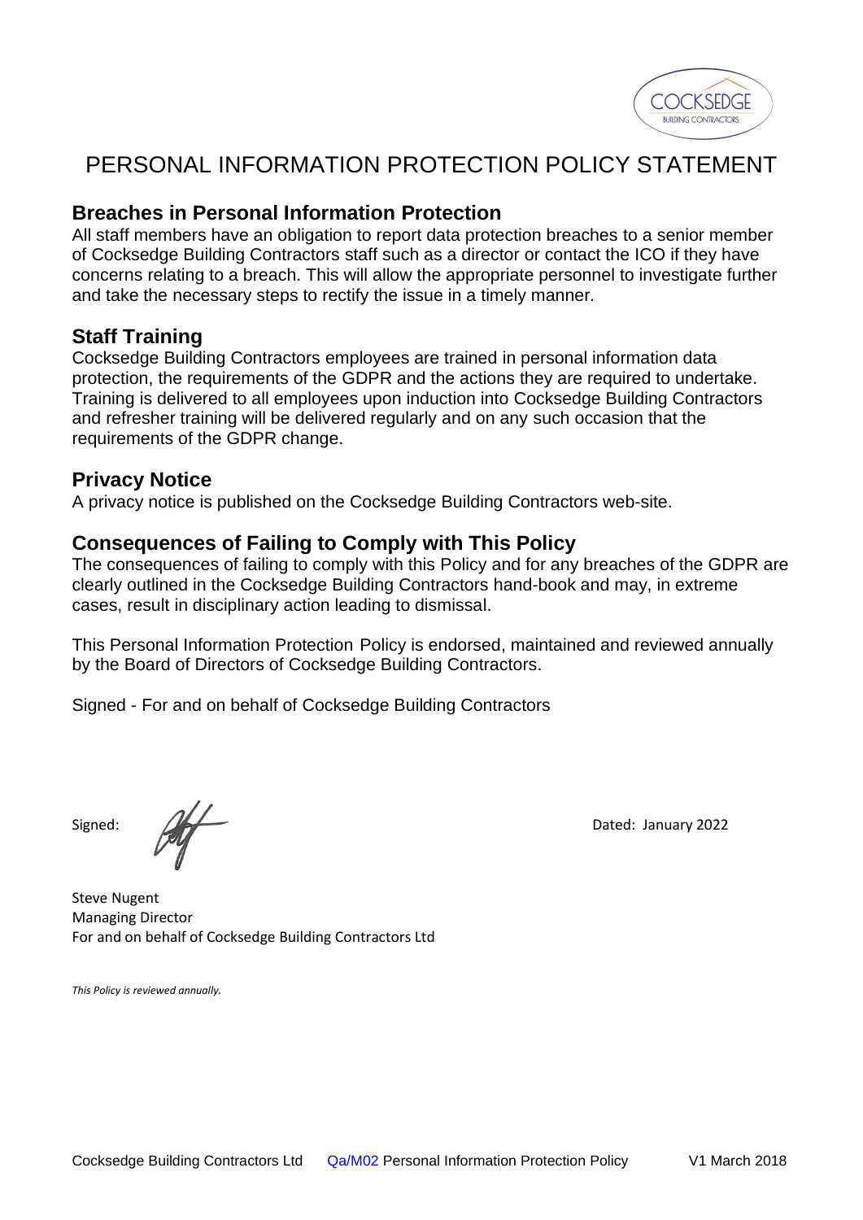# PERSONAL INFORMATION PROTECTION POLICY STATEMENT

## Breaches in Personal Information Protection

All staff members have an obligation to report data protection breaches to a senior member of Cocksedge Building Contractors staff such as a director or contact the ICO if they have concerns relating to a breach. This will allow the appropriate personnel to investigate further and take the necessary steps to rectify the issue in a timely manner.

## Staff Training

Cocksedge Building Contractors employees are trained in personal information data protection, the requirements of the GDPR and the actions they are required to undertake. Training is delivered to all employees upon induction into Cocksedge Building Contractors and refresher training will be delivered regularly and on any such occasion that the requirements of the GDPR change.

## Privacy Notice

A privacy notice is published on the Cocksedge Building Contractors web-site.

## Consequences of Failing to Comply with This Policy

The consequences of failing to comply with this Policy and for any breaches of the GDPR are clearly outlined in the Cocksedge Building Contractors hand-book and may, in extreme cases, result in disciplinary action leading to dismissal.

This Personal Information Protection Policy is endorsed, maintained and reviewed annually by the Board of Directors of Cocksedge Building Contractors.

Signed - For and on behalf of Cocksedge Building Contractors

Signed:

Dated: January 2022

Steve Nugent
Managing Director
For and on behalf of Cocksedge Building Contractors Ltd

*This Policy is reviewed annually.*